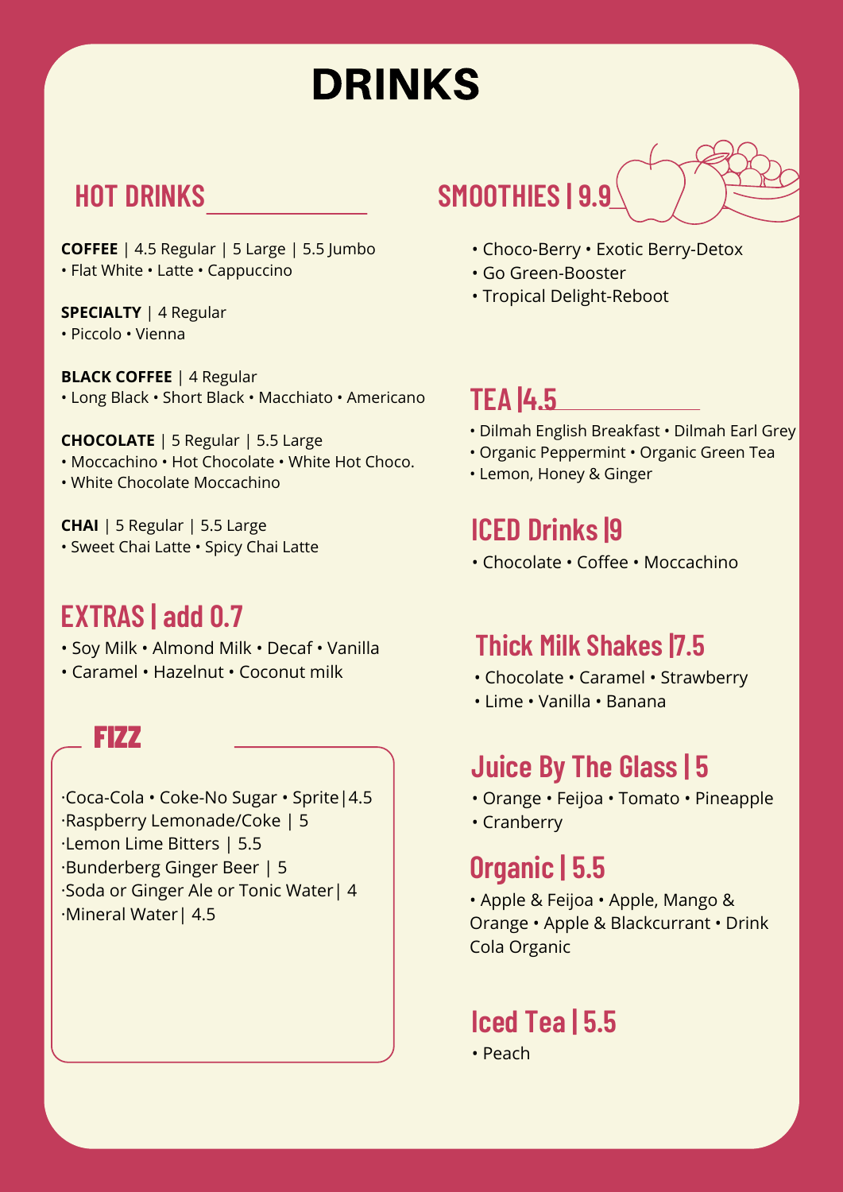# DRINKS

## HOT DRINKS

**COFFEE** | 4.5 Regular | 5 Large | 5.5 Jumbo
• Flat White • Latte • Cappuccino

**SPECIALTY** | 4 Regular
• Piccolo • Vienna

**BLACK COFFEE** | 4 Regular
• Long Black • Short Black • Macchiato • Americano

**CHOCOLATE** | 5 Regular | 5.5 Large
• Moccachino • Hot Chocolate • White Hot Choco.
• White Chocolate Moccachino

**CHAI** | 5 Regular | 5.5 Large
• Sweet Chai Latte • Spicy Chai Latte

## EXTRAS | add 0.7

• Soy Milk • Almond Milk • Decaf • Vanilla
• Caramel • Hazelnut • Coconut milk

## FIZZ

·Coca-Cola • Coke-No Sugar • Sprite|4.5
·Raspberry Lemonade/Coke | 5
·Lemon Lime Bitters | 5.5
·Bunderberg Ginger Beer | 5
·Soda or Ginger Ale or Tonic Water| 4
·Mineral Water| 4.5

## SMOOTHIES | 9.9

• Choco-Berry • Exotic Berry-Detox
• Go Green-Booster
• Tropical Delight-Reboot

## TEA |4.5

• Dilmah English Breakfast • Dilmah Earl Grey
• Organic Peppermint • Organic Green Tea
• Lemon, Honey & Ginger

## ICED Drinks |9

• Chocolate • Coffee • Moccachino

## Thick Milk Shakes |7.5

• Chocolate • Caramel • Strawberry
• Lime • Vanilla • Banana

## Juice By The Glass | 5

• Orange • Feijoa • Tomato • Pineapple
• Cranberry

## Organic | 5.5

• Apple & Feijoa • Apple, Mango & Orange • Apple & Blackcurrant • Drink Cola Organic

## Iced Tea | 5.5

• Peach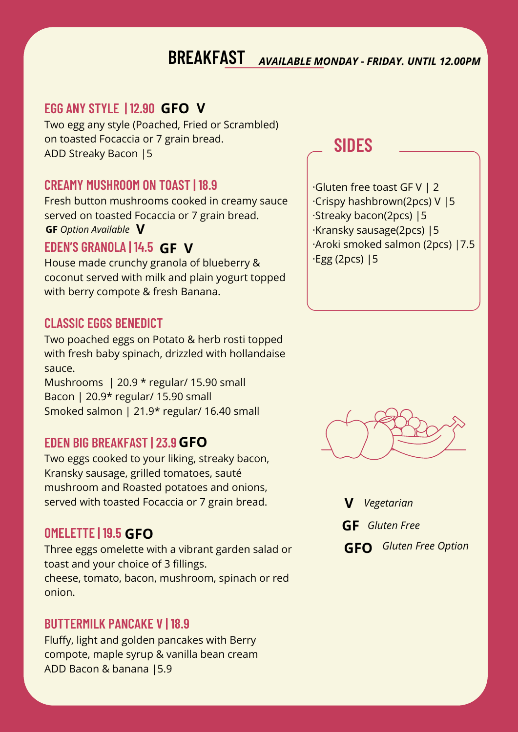# BREAKFAST

***AVAILABLE MONDAY - FRIDAY. UNTIL 12.00PM***

## EGG ANY STYLE | 12.90 **GFO V**

Two egg any style (Poached, Fried or Scrambled) on toasted Focaccia or 7 grain bread.
ADD Streaky Bacon |5

## CREAMY MUSHROOM ON TOAST | 18.9

Fresh button mushrooms cooked in creamy sauce served on toasted Focaccia or 7 grain bread.
**GF** *Option Available* **V**

## EDEN'S GRANOLA | 14.5 **GF V**

House made crunchy granola of blueberry & coconut served with milk and plain yogurt topped with berry compote & fresh Banana.

## CLASSIC EGGS BENEDICT

Two poached eggs on Potato & herb rosti topped with fresh baby spinach, drizzled with hollandaise sauce.
Mushrooms | 20.9 * regular/ 15.90 small
Bacon | 20.9* regular/ 15.90 small
Smoked salmon | 21.9* regular/ 16.40 small

## EDEN BIG BREAKFAST | 23.9 **GFO**

Two eggs cooked to your liking, streaky bacon, Kransky sausage, grilled tomatoes, sauté mushroom and Roasted potatoes and onions, served with toasted Focaccia or 7 grain bread.

## OMELETTE | 19.5 **GFO**

Three eggs omelette with a vibrant garden salad or toast and your choice of 3 fillings.
cheese, tomato, bacon, mushroom, spinach or red onion.

## BUTTERMILK PANCAKE V | 18.9

Fluffy, light and golden pancakes with Berry compote, maple syrup & vanilla bean cream
ADD Bacon & banana |5.9

## SIDES

- Gluten free toast GF V | 2
- Crispy hashbrown(2pcs) V |5
- Streaky bacon(2pcs) |5
- Kransky sausage(2pcs) |5
- Aroki smoked salmon (2pcs) |7.5
- Egg (2pcs) |5

**V** *Vegetarian*

**GF** *Gluten Free*

**GFO** *Gluten Free Option*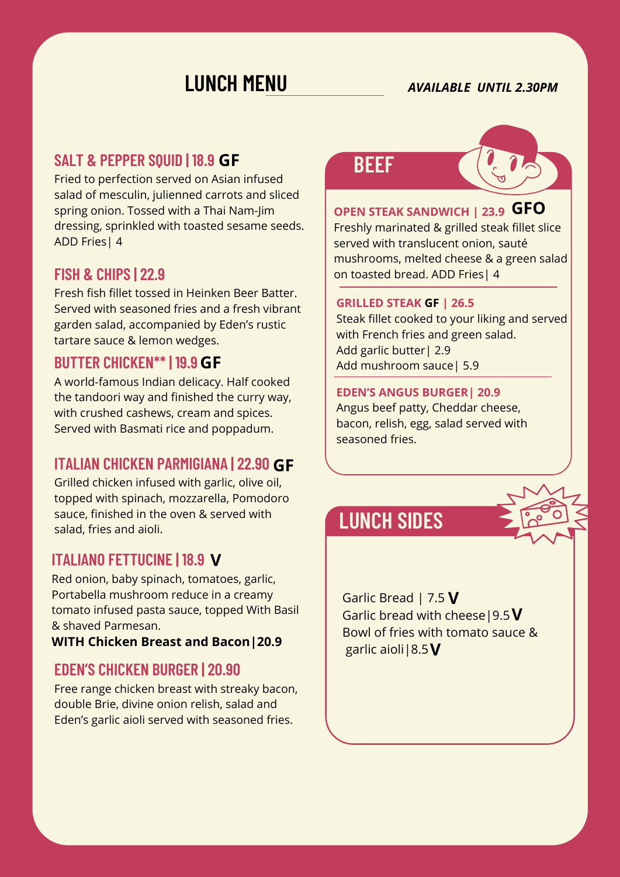# LUNCH MENU

***AVAILABLE UNTIL 2.30PM***

## SALT & PEPPER SQUID | 18.9 GF

Fried to perfection served on Asian infused salad of mesculin, julienned carrots and sliced spring onion. Tossed with a Thai Nam-Jim dressing, sprinkled with toasted sesame seeds. ADD Fries| 4

## FISH & CHIPS | 22.9

Fresh fish fillet tossed in Heinken Beer Batter. Served with seasoned fries and a fresh vibrant garden salad, accompanied by Eden's rustic tartare sauce & lemon wedges.

## BUTTER CHICKEN** | 19.9 GF

A world-famous Indian delicacy. Half cooked the tandoori way and finished the curry way, with crushed cashews, cream and spices. Served with Basmati rice and poppadum.

## ITALIAN CHICKEN PARMIGIANA | 22.90 GF

Grilled chicken infused with garlic, olive oil, topped with spinach, mozzarella, Pomodoro sauce, finished in the oven & served with salad, fries and aioli.

## ITALIANO FETTUCINE | 18.9 V

Red onion, baby spinach, tomatoes, garlic, Portabella mushroom reduce in a creamy tomato infused pasta sauce, topped With Basil & shaved Parmesan.

**WITH Chicken Breast and Bacon|20.9**

## EDEN'S CHICKEN BURGER | 20.90

Free range chicken breast with streaky bacon, double Brie, divine onion relish, salad and Eden's garlic aioli served with seasoned fries.

## BEEF

### OPEN STEAK SANDWICH | 23.9 GFO

Freshly marinated & grilled steak fillet slice served with translucent onion, sauté mushrooms, melted cheese & a green salad on toasted bread. ADD Fries| 4

### GRILLED STEAK GF | 26.5

Steak fillet cooked to your liking and served with French fries and green salad.
Add garlic butter| 2.9
Add mushroom sauce| 5.9

### EDEN'S ANGUS BURGER| 20.9

Angus beef patty, Cheddar cheese, bacon, relish, egg, salad served with seasoned fries.

## LUNCH SIDES

Garlic Bread | 7.5 **V**
Garlic bread with cheese|9.5 **V**
Bowl of fries with tomato sauce & garlic aioli|8.5 **V**